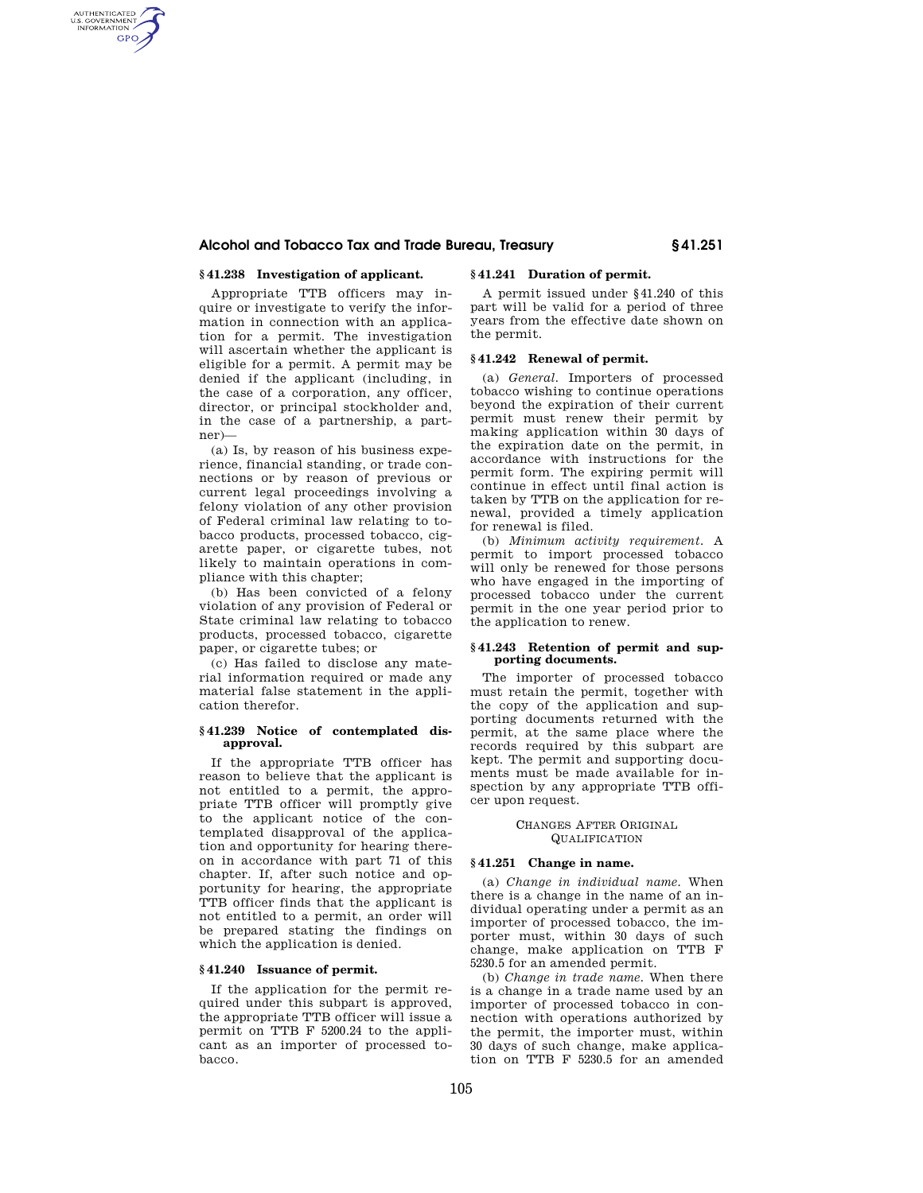### § 41.238 Investigation of applicant.

Appropriate TTB officers may inquire or investigate to verify the information in connection with an application for a permit. The investigation will ascertain whether the applicant is eligible for a permit. A permit may be denied if the applicant (including, in the case of a corporation, any officer, director, or principal stockholder and, in the case of a partnership, a partner)—

(a) Is, by reason of his business experience, financial standing, or trade connections or by reason of previous or current legal proceedings involving a felony violation of any other provision of Federal criminal law relating to tobacco products, processed tobacco, cigarette paper, or cigarette tubes, not likely to maintain operations in compliance with this chapter;

(b) Has been convicted of a felony violation of any provision of Federal or State criminal law relating to tobacco products, processed tobacco, cigarette paper, or cigarette tubes; or

(c) Has failed to disclose any material information required or made any material false statement in the application therefor.

### § 41.239 Notice of contemplated disapproval.

If the appropriate TTB officer has reason to believe that the applicant is not entitled to a permit, the appropriate TTB officer will promptly give to the applicant notice of the contemplated disapproval of the application and opportunity for hearing thereon in accordance with part 71 of this chapter. If, after such notice and opportunity for hearing, the appropriate TTB officer finds that the applicant is not entitled to a permit, an order will be prepared stating the findings on which the application is denied.

### § 41.240 Issuance of permit.

If the application for the permit required under this subpart is approved, the appropriate TTB officer will issue a permit on TTB F 5200.24 to the applicant as an importer of processed tobacco.

### § 41.241 Duration of permit.

A permit issued under § 41.240 of this part will be valid for a period of three years from the effective date shown on the permit.

### § 41.242 Renewal of permit.

(a) *General.* Importers of processed tobacco wishing to continue operations beyond the expiration of their current permit must renew their permit by making application within 30 days of the expiration date on the permit, in accordance with instructions for the permit form. The expiring permit will continue in effect until final action is taken by TTB on the application for renewal, provided a timely application for renewal is filed.

(b) *Minimum activity requirement.* A permit to import processed tobacco will only be renewed for those persons who have engaged in the importing of processed tobacco under the current permit in the one year period prior to the application to renew.

### § 41.243 Retention of permit and supporting documents.

The importer of processed tobacco must retain the permit, together with the copy of the application and supporting documents returned with the permit, at the same place where the records required by this subpart are kept. The permit and supporting documents must be made available for inspection by any appropriate TTB officer upon request.

## CHANGES AFTER ORIGINAL QUALIFICATION

### § 41.251 Change in name.

(a) *Change in individual name.* When there is a change in the name of an individual operating under a permit as an importer of processed tobacco, the importer must, within 30 days of such change, make application on TTB F 5230.5 for an amended permit.

(b) *Change in trade name.* When there is a change in a trade name used by an importer of processed tobacco in connection with operations authorized by the permit, the importer must, within 30 days of such change, make application on TTB F 5230.5 for an amended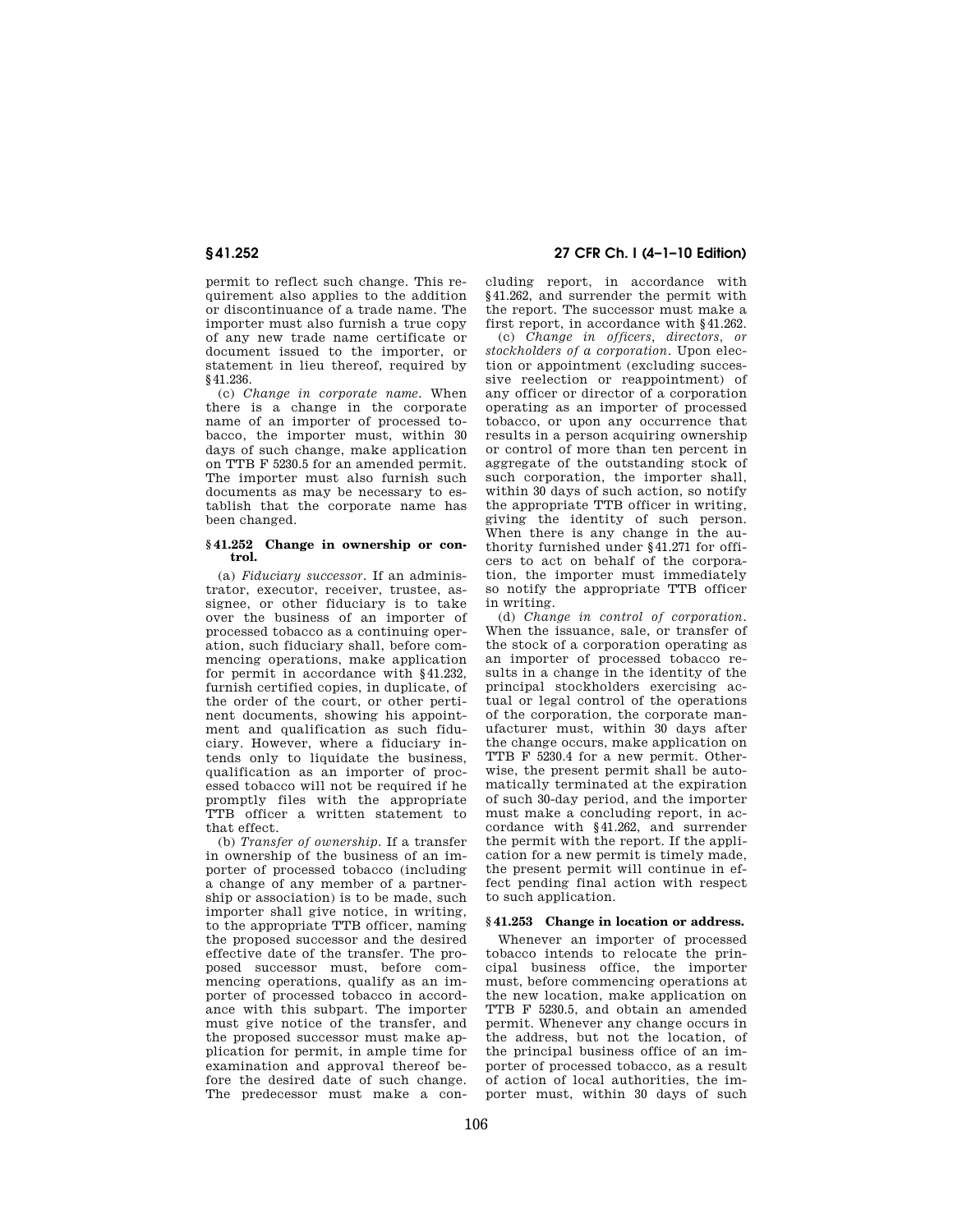permit to reflect such change. This requirement also applies to the addition or discontinuance of a trade name. The importer must also furnish a true copy of any new trade name certificate or document issued to the importer, or statement in lieu thereof, required by §41.236.

(c) *Change in corporate name.* When there is a change in the corporate name of an importer of processed tobacco, the importer must, within 30 days of such change, make application on TTB F 5230.5 for an amended permit. The importer must also furnish such documents as may be necessary to establish that the corporate name has been changed.

### §41.252 Change in ownership or control.

(a) *Fiduciary successor.* If an administrator, executor, receiver, trustee, assignee, or other fiduciary is to take over the business of an importer of processed tobacco as a continuing operation, such fiduciary shall, before commencing operations, make application for permit in accordance with §41.232, furnish certified copies, in duplicate, of the order of the court, or other pertinent documents, showing his appointment and qualification as such fiduciary. However, where a fiduciary intends only to liquidate the business, qualification as an importer of processed tobacco will not be required if he promptly files with the appropriate TTB officer a written statement to that effect.

(b) *Transfer of ownership.* If a transfer in ownership of the business of an importer of processed tobacco (including a change of any member of a partnership or association) is to be made, such importer shall give notice, in writing, to the appropriate TTB officer, naming the proposed successor and the desired effective date of the transfer. The proposed successor must, before commencing operations, qualify as an importer of processed tobacco in accordance with this subpart. The importer must give notice of the transfer, and the proposed successor must make application for permit, in ample time for examination and approval thereof before the desired date of such change. The predecessor must make a concluding report, in accordance with §41.262, and surrender the permit with the report. The successor must make a first report, in accordance with §41.262.

(c) *Change in officers, directors, or stockholders of a corporation.* Upon election or appointment (excluding successive reelection or reappointment) of any officer or director of a corporation operating as an importer of processed tobacco, or upon any occurrence that results in a person acquiring ownership or control of more than ten percent in aggregate of the outstanding stock of such corporation, the importer shall, within 30 days of such action, so notify the appropriate TTB officer in writing, giving the identity of such person. When there is any change in the authority furnished under §41.271 for officers to act on behalf of the corporation, the importer must immediately so notify the appropriate TTB officer in writing.

(d) *Change in control of corporation.* When the issuance, sale, or transfer of the stock of a corporation operating as an importer of processed tobacco results in a change in the identity of the principal stockholders exercising actual or legal control of the operations of the corporation, the corporate manufacturer must, within 30 days after the change occurs, make application on TTB F 5230.4 for a new permit. Otherwise, the present permit shall be automatically terminated at the expiration of such 30-day period, and the importer must make a concluding report, in accordance with §41.262, and surrender the permit with the report. If the application for a new permit is timely made, the present permit will continue in effect pending final action with respect to such application.

### §41.253 Change in location or address.

Whenever an importer of processed tobacco intends to relocate the principal business office, the importer must, before commencing operations at the new location, make application on TTB F 5230.5, and obtain an amended permit. Whenever any change occurs in the address, but not the location, of the principal business office of an importer of processed tobacco, as a result of action of local authorities, the importer must, within 30 days of such